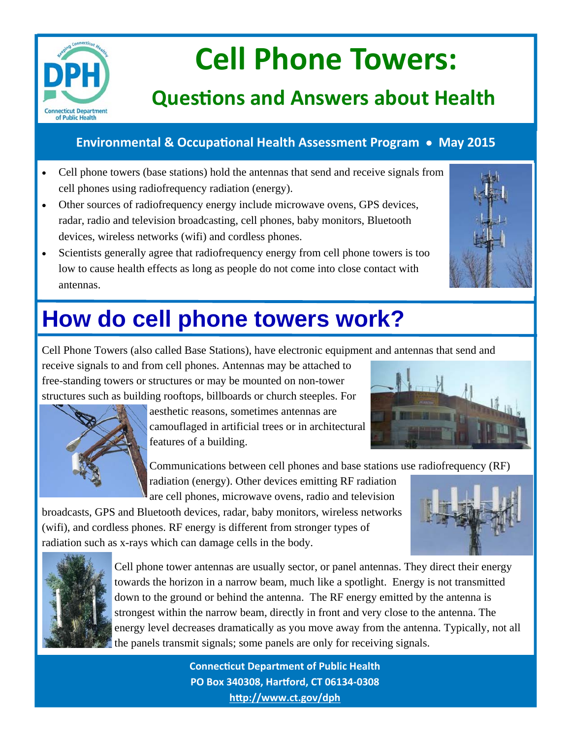# Cell Phone Towers:

## Questions and Answers about Health

**Environmental & Occupational Health Assessment Program • May 2015**

- Cell phone towers (base stations) hold the antennas that send and receive signals from cell phones using radiofrequency radiation (energy).
- Other sources of radiofrequency energy include microwave ovens, GPS devices, radar, radio and television broadcasting, cell phones, baby monitors, Bluetooth devices, wireless networks (wifi) and cordless phones.
- Scientists generally agree that radiofrequency energy from cell phone towers is too low to cause health effects as long as people do not come into close contact with antennas.

# How do cell phone towers work?

Cell Phone Towers (also called Base Stations), have electronic equipment and antennas that send and receive signals to and from cell phones. Antennas may be attached to free-standing towers or structures or may be mounted on non-tower structures such as building rooftops, billboards or church steeples. For aesthetic reasons, sometimes antennas are camouflaged in artificial trees or in architectural features of a building.

Communications between cell phones and base stations use radiofrequency (RF) radiation (energy). Other devices emitting RF radiation are cell phones, microwave ovens, radio and television broadcasts, GPS and Bluetooth devices, radar, baby monitors, wireless networks (wifi), and cordless phones. RF energy is different from stronger types of radiation such as x-rays which can damage cells in the body.

Cell phone tower antennas are usually sector, or panel antennas. They direct their energy towards the horizon in a narrow beam, much like a spotlight. Energy is not transmitted down to the ground or behind the antenna. The RF energy emitted by the antenna is strongest within the narrow beam, directly in front and very close to the antenna. The energy level decreases dramatically as you move away from the antenna. Typically, not all the panels transmit signals; some panels are only for receiving signals.

**Connecticut Department of Public Health**
**PO Box 340308, Hartford, CT 06134-0308**
**http://www.ct.gov/dph**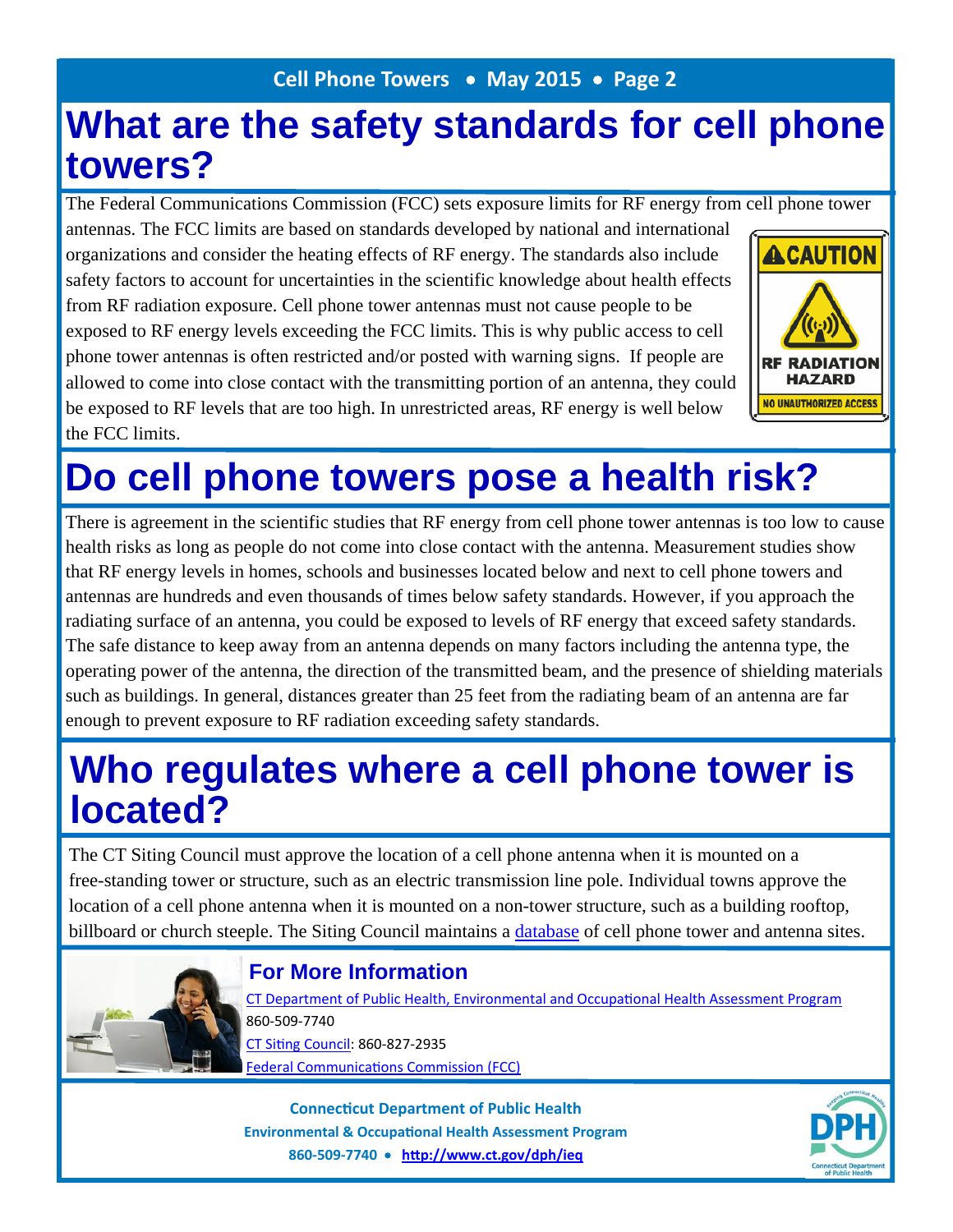# What are the safety standards for cell phone towers?

The Federal Communications Commission (FCC) sets exposure limits for RF energy from cell phone tower antennas. The FCC limits are based on standards developed by national and international organizations and consider the heating effects of RF energy. The standards also include safety factors to account for uncertainties in the scientific knowledge about health effects from RF radiation exposure. Cell phone tower antennas must not cause people to be exposed to RF energy levels exceeding the FCC limits. This is why public access to cell phone tower antennas is often restricted and/or posted with warning signs. If people are allowed to come into close contact with the transmitting portion of an antenna, they could be exposed to RF levels that are too high. In unrestricted areas, RF energy is well below the FCC limits.

CAUTION
RF RADIATION HAZARD
NO UNAUTHORIZED ACCESS

# Do cell phone towers pose a health risk?

There is agreement in the scientific studies that RF energy from cell phone tower antennas is too low to cause health risks as long as people do not come into close contact with the antenna. Measurement studies show that RF energy levels in homes, schools and businesses located below and next to cell phone towers and antennas are hundreds and even thousands of times below safety standards. However, if you approach the radiating surface of an antenna, you could be exposed to levels of RF energy that exceed safety standards. The safe distance to keep away from an antenna depends on many factors including the antenna type, the operating power of the antenna, the direction of the transmitted beam, and the presence of shielding materials such as buildings. In general, distances greater than 25 feet from the radiating beam of an antenna are far enough to prevent exposure to RF radiation exceeding safety standards.

# Who regulates where a cell phone tower is located?

The CT Siting Council must approve the location of a cell phone antenna when it is mounted on a free-standing tower or structure, such as an electric transmission line pole. Individual towns approve the location of a cell phone antenna when it is mounted on a non-tower structure, such as a building rooftop, billboard or church steeple. The Siting Council maintains a database of cell phone tower and antenna sites.

## For More Information

CT Department of Public Health, Environmental and Occupational Health Assessment Program
860-509-7740
CT Siting Council: 860-827-2935
Federal Communications Commission (FCC)

**Connecticut Department of Public Health**
**Environmental & Occupational Health Assessment Program**
**860-509-7740 • http://www.ct.gov/dph/ieq**